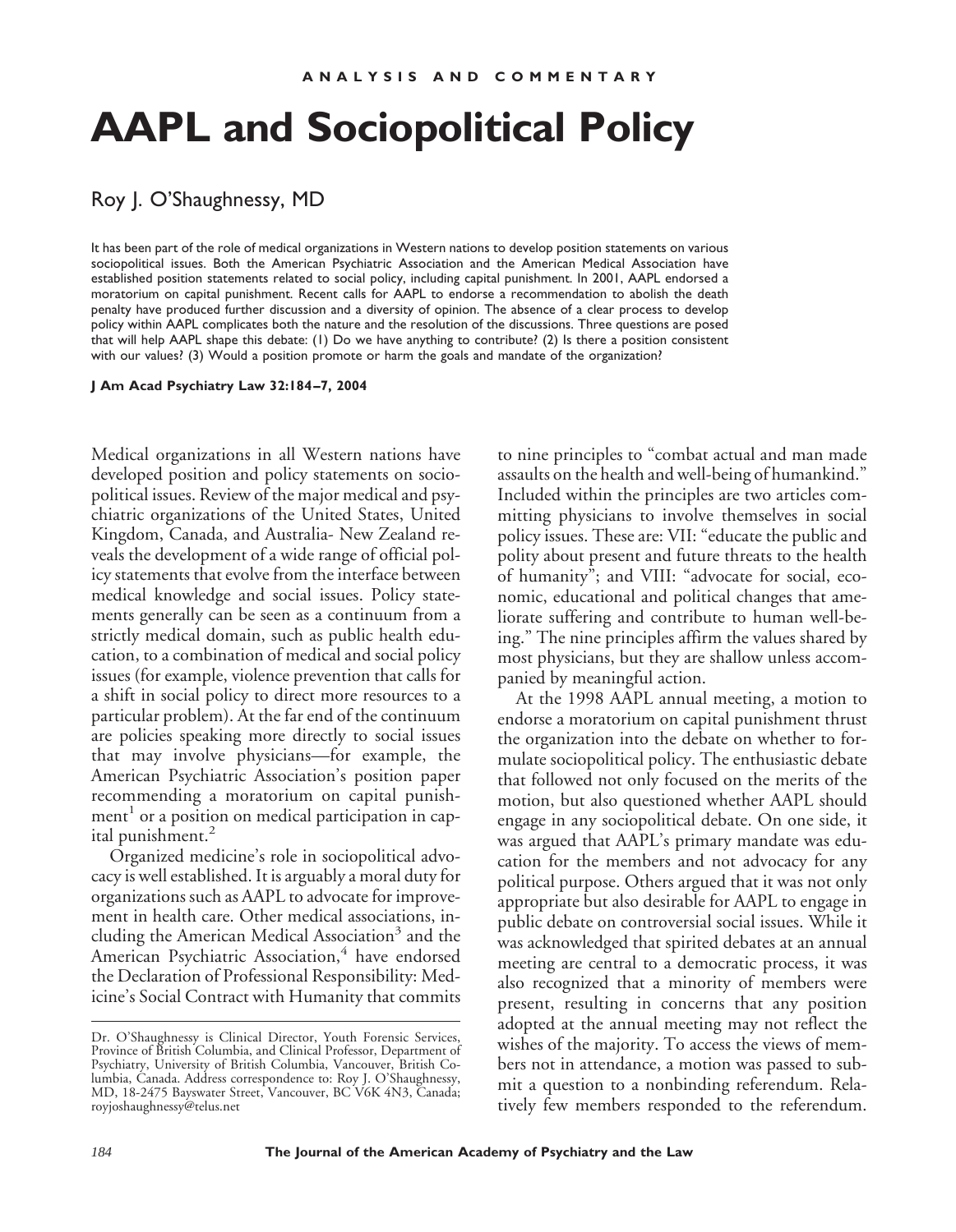ANALYSIS AND COMMENTARY

# AAPL and Sociopolitical Policy

Roy J. O'Shaughnessy, MD

It has been part of the role of medical organizations in Western nations to develop position statements on various sociopolitical issues. Both the American Psychiatric Association and the American Medical Association have established position statements related to social policy, including capital punishment. In 2001, AAPL endorsed a moratorium on capital punishment. Recent calls for AAPL to endorse a recommendation to abolish the death penalty have produced further discussion and a diversity of opinion. The absence of a clear process to develop policy within AAPL complicates both the nature and the resolution of the discussions. Three questions are posed that will help AAPL shape this debate: (1) Do we have anything to contribute? (2) Is there a position consistent with our values? (3) Would a position promote or harm the goals and mandate of the organization?

**J Am Acad Psychiatry Law 32:184–7, 2004**

Medical organizations in all Western nations have developed position and policy statements on sociopolitical issues. Review of the major medical and psychiatric organizations of the United States, United Kingdom, Canada, and Australia- New Zealand reveals the development of a wide range of official policy statements that evolve from the interface between medical knowledge and social issues. Policy statements generally can be seen as a continuum from a strictly medical domain, such as public health education, to a combination of medical and social policy issues (for example, violence prevention that calls for a shift in social policy to direct more resources to a particular problem). At the far end of the continuum are policies speaking more directly to social issues that may involve physicians—for example, the American Psychiatric Association's position paper recommending a moratorium on capital punishment[1] or a position on medical participation in capital punishment.[2]

Organized medicine's role in sociopolitical advocacy is well established. It is arguably a moral duty for organizations such as AAPL to advocate for improvement in health care. Other medical associations, including the American Medical Association[3] and the American Psychiatric Association,[4] have endorsed the Declaration of Professional Responsibility: Medicine's Social Contract with Humanity that commits to nine principles to "combat actual and man made assaults on the health and well-being of humankind." Included within the principles are two articles committing physicians to involve themselves in social policy issues. These are: VII: "educate the public and polity about present and future threats to the health of humanity"; and VIII: "advocate for social, economic, educational and political changes that ameliorate suffering and contribute to human well-being." The nine principles affirm the values shared by most physicians, but they are shallow unless accompanied by meaningful action.

At the 1998 AAPL annual meeting, a motion to endorse a moratorium on capital punishment thrust the organization into the debate on whether to formulate sociopolitical policy. The enthusiastic debate that followed not only focused on the merits of the motion, but also questioned whether AAPL should engage in any sociopolitical debate. On one side, it was argued that AAPL's primary mandate was education for the members and not advocacy for any political purpose. Others argued that it was not only appropriate but also desirable for AAPL to engage in public debate on controversial social issues. While it was acknowledged that spirited debates at an annual meeting are central to a democratic process, it was also recognized that a minority of members were present, resulting in concerns that any position adopted at the annual meeting may not reflect the wishes of the majority. To access the views of members not in attendance, a motion was passed to submit a question to a nonbinding referendum. Relatively few members responded to the referendum.

Dr. O'Shaughnessy is Clinical Director, Youth Forensic Services, Province of British Columbia, and Clinical Professor, Department of Psychiatry, University of British Columbia, Vancouver, British Columbia, Canada. Address correspondence to: Roy J. O'Shaughnessy, MD, 18-2475 Bayswater Street, Vancouver, BC V6K 4N3, Canada; royjoshaughnessy@telus.net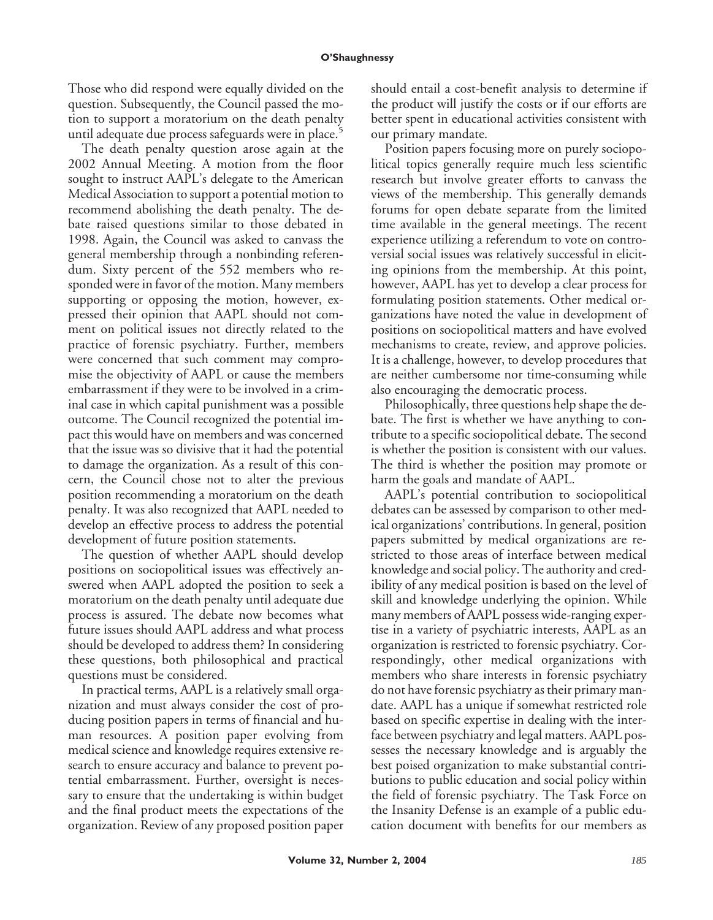Those who did respond were equally divided on the question. Subsequently, the Council passed the motion to support a moratorium on the death penalty until adequate due process safeguards were in place.[5]

The death penalty question arose again at the 2002 Annual Meeting. A motion from the floor sought to instruct AAPL's delegate to the American Medical Association to support a potential motion to recommend abolishing the death penalty. The debate raised questions similar to those debated in 1998. Again, the Council was asked to canvass the general membership through a nonbinding referendum. Sixty percent of the 552 members who responded were in favor of the motion. Many members supporting or opposing the motion, however, expressed their opinion that AAPL should not comment on political issues not directly related to the practice of forensic psychiatry. Further, members were concerned that such comment may compromise the objectivity of AAPL or cause the members embarrassment if they were to be involved in a criminal case in which capital punishment was a possible outcome. The Council recognized the potential impact this would have on members and was concerned that the issue was so divisive that it had the potential to damage the organization. As a result of this concern, the Council chose not to alter the previous position recommending a moratorium on the death penalty. It was also recognized that AAPL needed to develop an effective process to address the potential development of future position statements.

The question of whether AAPL should develop positions on sociopolitical issues was effectively answered when AAPL adopted the position to seek a moratorium on the death penalty until adequate due process is assured. The debate now becomes what future issues should AAPL address and what process should be developed to address them? In considering these questions, both philosophical and practical questions must be considered.

In practical terms, AAPL is a relatively small organization and must always consider the cost of producing position papers in terms of financial and human resources. A position paper evolving from medical science and knowledge requires extensive research to ensure accuracy and balance to prevent potential embarrassment. Further, oversight is necessary to ensure that the undertaking is within budget and the final product meets the expectations of the organization. Review of any proposed position paper should entail a cost-benefit analysis to determine if the product will justify the costs or if our efforts are better spent in educational activities consistent with our primary mandate.

Position papers focusing more on purely sociopolitical topics generally require much less scientific research but involve greater efforts to canvass the views of the membership. This generally demands forums for open debate separate from the limited time available in the general meetings. The recent experience utilizing a referendum to vote on controversial social issues was relatively successful in eliciting opinions from the membership. At this point, however, AAPL has yet to develop a clear process for formulating position statements. Other medical organizations have noted the value in development of positions on sociopolitical matters and have evolved mechanisms to create, review, and approve policies. It is a challenge, however, to develop procedures that are neither cumbersome nor time-consuming while also encouraging the democratic process.

Philosophically, three questions help shape the debate. The first is whether we have anything to contribute to a specific sociopolitical debate. The second is whether the position is consistent with our values. The third is whether the position may promote or harm the goals and mandate of AAPL.

AAPL's potential contribution to sociopolitical debates can be assessed by comparison to other medical organizations' contributions. In general, position papers submitted by medical organizations are restricted to those areas of interface between medical knowledge and social policy. The authority and credibility of any medical position is based on the level of skill and knowledge underlying the opinion. While many members of AAPL possess wide-ranging expertise in a variety of psychiatric interests, AAPL as an organization is restricted to forensic psychiatry. Correspondingly, other medical organizations with members who share interests in forensic psychiatry do not have forensic psychiatry as their primary mandate. AAPL has a unique if somewhat restricted role based on specific expertise in dealing with the interface between psychiatry and legal matters. AAPL possesses the necessary knowledge and is arguably the best poised organization to make substantial contributions to public education and social policy within the field of forensic psychiatry. The Task Force on the Insanity Defense is an example of a public education document with benefits for our members as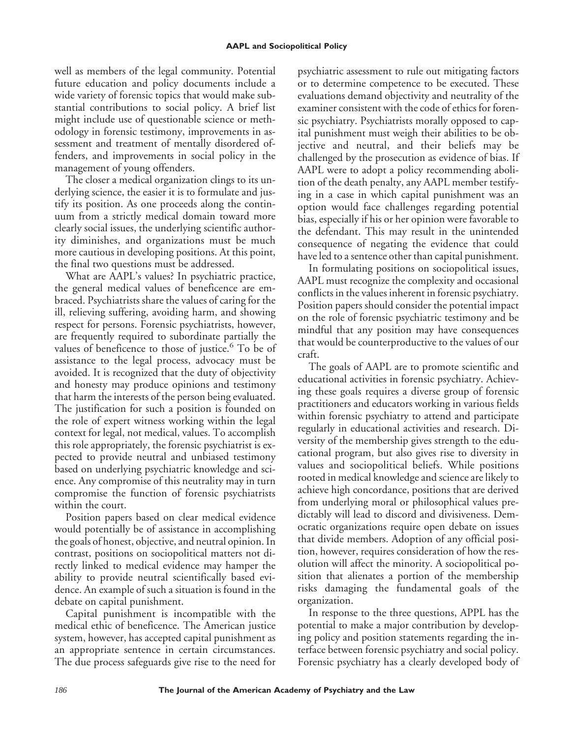well as members of the legal community. Potential future education and policy documents include a wide variety of forensic topics that would make substantial contributions to social policy. A brief list might include use of questionable science or methodology in forensic testimony, improvements in assessment and treatment of mentally disordered offenders, and improvements in social policy in the management of young offenders.

The closer a medical organization clings to its underlying science, the easier it is to formulate and justify its position. As one proceeds along the continuum from a strictly medical domain toward more clearly social issues, the underlying scientific authority diminishes, and organizations must be much more cautious in developing positions. At this point, the final two questions must be addressed.

What are AAPL's values? In psychiatric practice, the general medical values of beneficence are embraced. Psychiatrists share the values of caring for the ill, relieving suffering, avoiding harm, and showing respect for persons. Forensic psychiatrists, however, are frequently required to subordinate partially the values of beneficence to those of justice.[6] To be of assistance to the legal process, advocacy must be avoided. It is recognized that the duty of objectivity and honesty may produce opinions and testimony that harm the interests of the person being evaluated. The justification for such a position is founded on the role of expert witness working within the legal context for legal, not medical, values. To accomplish this role appropriately, the forensic psychiatrist is expected to provide neutral and unbiased testimony based on underlying psychiatric knowledge and science. Any compromise of this neutrality may in turn compromise the function of forensic psychiatrists within the court.

Position papers based on clear medical evidence would potentially be of assistance in accomplishing the goals of honest, objective, and neutral opinion. In contrast, positions on sociopolitical matters not directly linked to medical evidence may hamper the ability to provide neutral scientifically based evidence. An example of such a situation is found in the debate on capital punishment.

Capital punishment is incompatible with the medical ethic of beneficence. The American justice system, however, has accepted capital punishment as an appropriate sentence in certain circumstances. The due process safeguards give rise to the need for psychiatric assessment to rule out mitigating factors or to determine competence to be executed. These evaluations demand objectivity and neutrality of the examiner consistent with the code of ethics for forensic psychiatry. Psychiatrists morally opposed to capital punishment must weigh their abilities to be objective and neutral, and their beliefs may be challenged by the prosecution as evidence of bias. If AAPL were to adopt a policy recommending abolition of the death penalty, any AAPL member testifying in a case in which capital punishment was an option would face challenges regarding potential bias, especially if his or her opinion were favorable to the defendant. This may result in the unintended consequence of negating the evidence that could have led to a sentence other than capital punishment.

In formulating positions on sociopolitical issues, AAPL must recognize the complexity and occasional conflicts in the values inherent in forensic psychiatry. Position papers should consider the potential impact on the role of forensic psychiatric testimony and be mindful that any position may have consequences that would be counterproductive to the values of our craft.

The goals of AAPL are to promote scientific and educational activities in forensic psychiatry. Achieving these goals requires a diverse group of forensic practitioners and educators working in various fields within forensic psychiatry to attend and participate regularly in educational activities and research. Diversity of the membership gives strength to the educational program, but also gives rise to diversity in values and sociopolitical beliefs. While positions rooted in medical knowledge and science are likely to achieve high concordance, positions that are derived from underlying moral or philosophical values predictably will lead to discord and divisiveness. Democratic organizations require open debate on issues that divide members. Adoption of any official position, however, requires consideration of how the resolution will affect the minority. A sociopolitical position that alienates a portion of the membership risks damaging the fundamental goals of the organization.

In response to the three questions, APPL has the potential to make a major contribution by developing policy and position statements regarding the interface between forensic psychiatry and social policy. Forensic psychiatry has a clearly developed body of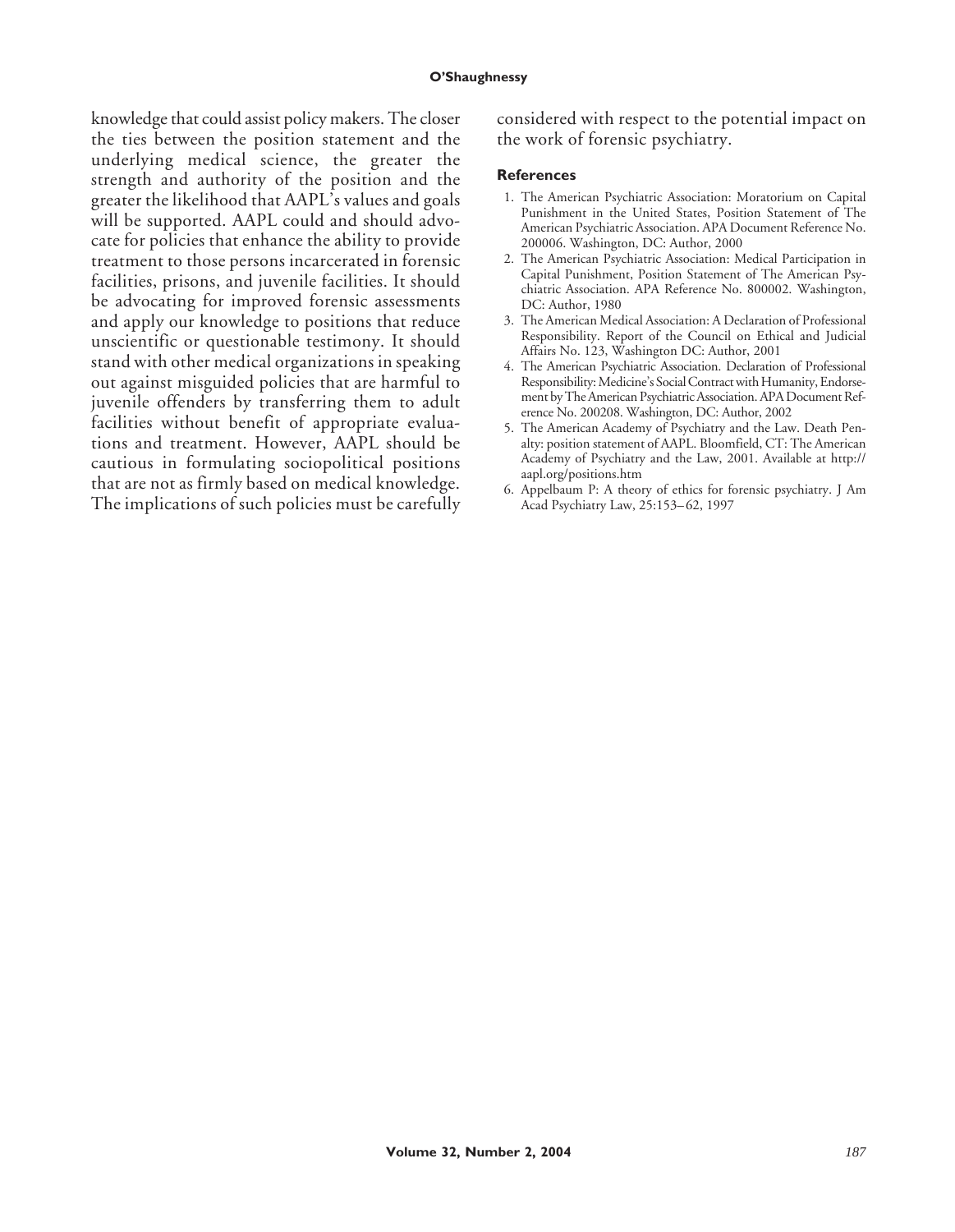knowledge that could assist policy makers. The closer the ties between the position statement and the underlying medical science, the greater the strength and authority of the position and the greater the likelihood that AAPL's values and goals will be supported. AAPL could and should advocate for policies that enhance the ability to provide treatment to those persons incarcerated in forensic facilities, prisons, and juvenile facilities. It should be advocating for improved forensic assessments and apply our knowledge to positions that reduce unscientific or questionable testimony. It should stand with other medical organizations in speaking out against misguided policies that are harmful to juvenile offenders by transferring them to adult facilities without benefit of appropriate evaluations and treatment. However, AAPL should be cautious in formulating sociopolitical positions that are not as firmly based on medical knowledge. The implications of such policies must be carefully considered with respect to the potential impact on the work of forensic psychiatry.

## References

1. The American Psychiatric Association: Moratorium on Capital Punishment in the United States, Position Statement of The American Psychiatric Association. APA Document Reference No. 200006. Washington, DC: Author, 2000
2. The American Psychiatric Association: Medical Participation in Capital Punishment, Position Statement of The American Psychiatric Association. APA Reference No. 800002. Washington, DC: Author, 1980
3. The American Medical Association: A Declaration of Professional Responsibility. Report of the Council on Ethical and Judicial Affairs No. 123, Washington DC: Author, 2001
4. The American Psychiatric Association. Declaration of Professional Responsibility: Medicine's Social Contract with Humanity, Endorsement by The American Psychiatric Association. APA Document Reference No. 200208. Washington, DC: Author, 2002
5. The American Academy of Psychiatry and the Law. Death Penalty: position statement of AAPL. Bloomfield, CT: The American Academy of Psychiatry and the Law, 2001. Available at http://aapl.org/positions.htm
6. Appelbaum P: A theory of ethics for forensic psychiatry. J Am Acad Psychiatry Law, 25:153–62, 1997